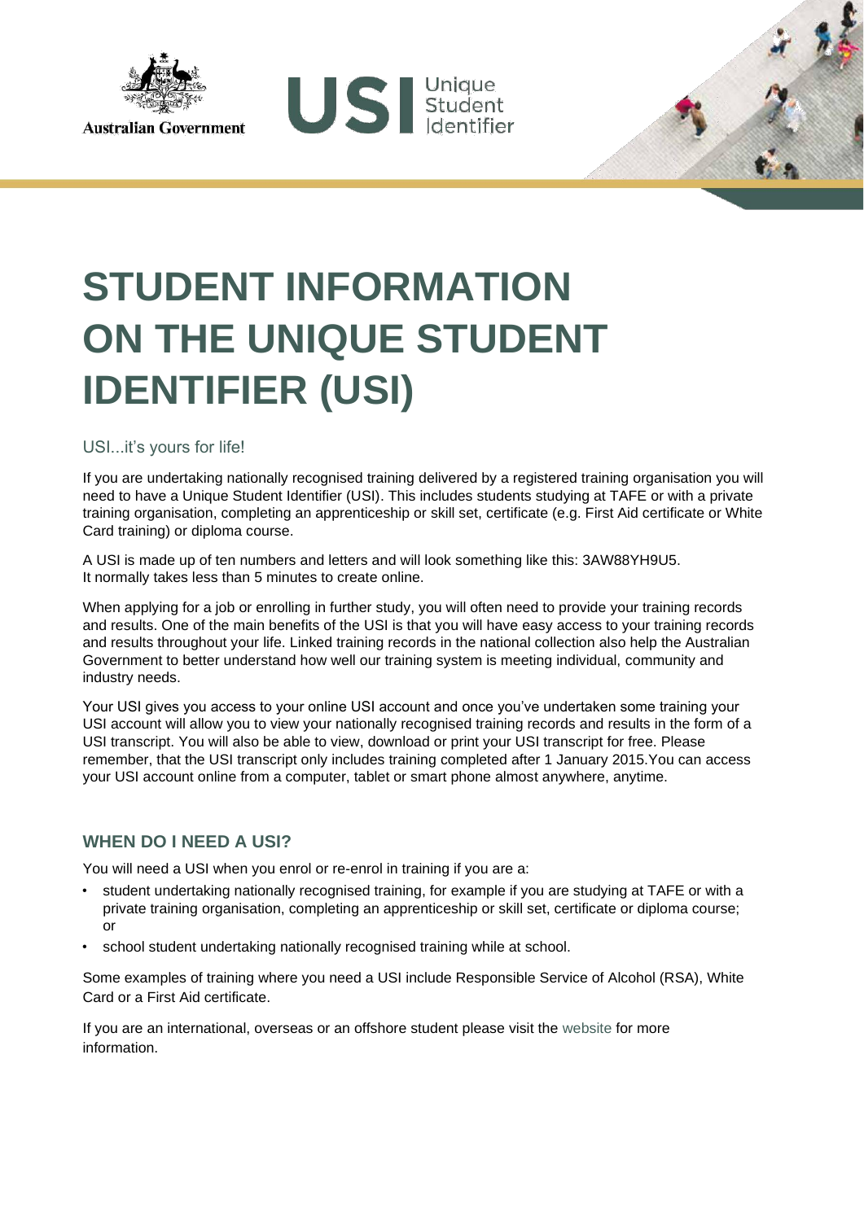Australian Government

USI Unique Student Identifier

# STUDENT INFORMATION ON THE UNIQUE STUDENT IDENTIFIER (USI)

USI...it's yours for life!

If you are undertaking nationally recognised training delivered by a registered training organisation you will need to have a Unique Student Identifier (USI). This includes students studying at TAFE or with a private training organisation, completing an apprenticeship or skill set, certificate (e.g. First Aid certificate or White Card training) or diploma course.

A USI is made up of ten numbers and letters and will look something like this: 3AW88YH9U5. It normally takes less than 5 minutes to create online.

When applying for a job or enrolling in further study, you will often need to provide your training records and results. One of the main benefits of the USI is that you will have easy access to your training records and results throughout your life. Linked training records in the national collection also help the Australian Government to better understand how well our training system is meeting individual, community and industry needs.

Your USI gives you access to your online USI account and once you've undertaken some training your USI account will allow you to view your nationally recognised training records and results in the form of a USI transcript. You will also be able to view, download or print your USI transcript for free. Please remember, that the USI transcript only includes training completed after 1 January 2015.You can access your USI account online from a computer, tablet or smart phone almost anywhere, anytime.

## WHEN DO I NEED A USI?

You will need a USI when you enrol or re-enrol in training if you are a:

- student undertaking nationally recognised training, for example if you are studying at TAFE or with a private training organisation, completing an apprenticeship or skill set, certificate or diploma course; or
- school student undertaking nationally recognised training while at school.

Some examples of training where you need a USI include Responsible Service of Alcohol (RSA), White Card or a First Aid certificate.

If you are an international, overseas or an offshore student please visit the website for more information.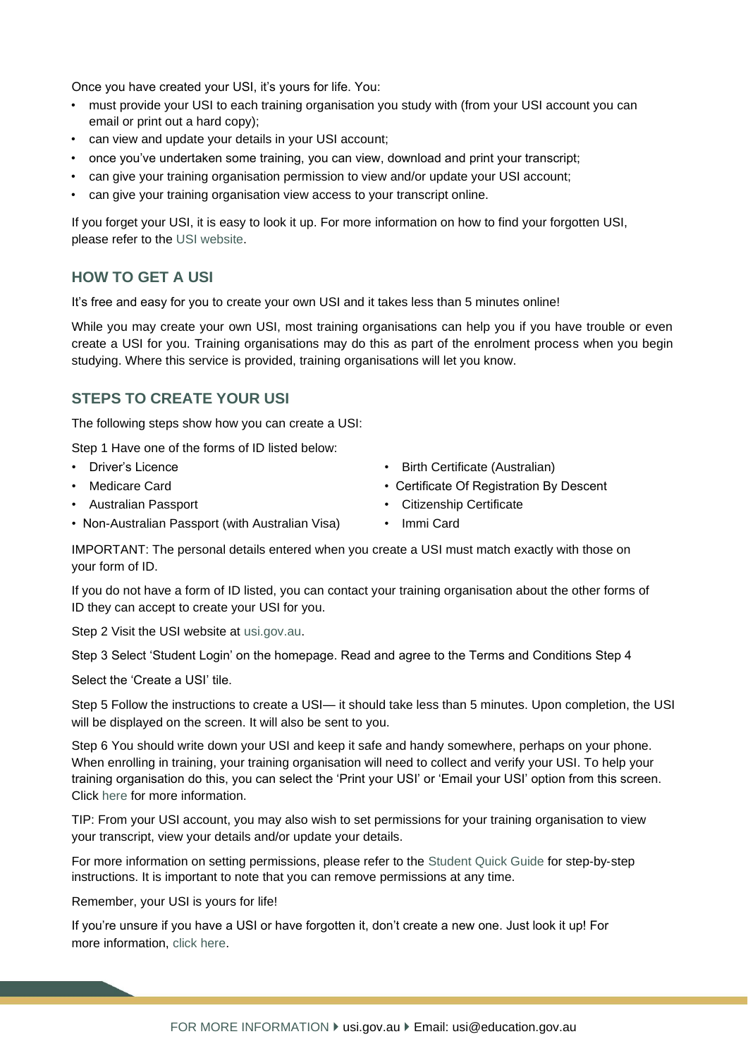Once you have created your USI, it's yours for life. You:

- must provide your USI to each training organisation you study with (from your USI account you can email or print out a hard copy);
- can view and update your details in your USI account;
- once you've undertaken some training, you can view, download and print your transcript;
- can give your training organisation permission to view and/or update your USI account;
- can give your training organisation view access to your transcript online.

If you forget your USI, it is easy to look it up. For more information on how to find your forgotten USI, please refer to the USI website.

## HOW TO GET A USI

It's free and easy for you to create your own USI and it takes less than 5 minutes online!

While you may create your own USI, most training organisations can help you if you have trouble or even create a USI for you. Training organisations may do this as part of the enrolment process when you begin studying. Where this service is provided, training organisations will let you know.

## STEPS TO CREATE YOUR USI

The following steps show how you can create a USI:

Step 1 Have one of the forms of ID listed below:

- Driver's Licence
- Medicare Card
- Australian Passport
- Non-Australian Passport (with Australian Visa)
- Birth Certificate (Australian)
- Certificate Of Registration By Descent
- Citizenship Certificate
- Immi Card

IMPORTANT: The personal details entered when you create a USI must match exactly with those on your form of ID.

If you do not have a form of ID listed, you can contact your training organisation about the other forms of ID they can accept to create your USI for you.

Step 2 Visit the USI website at usi.gov.au.

Step 3 Select 'Student Login' on the homepage. Read and agree to the Terms and Conditions Step 4

Select the 'Create a USI' tile.

Step 5 Follow the instructions to create a USI— it should take less than 5 minutes. Upon completion, the USI will be displayed on the screen. It will also be sent to you.

Step 6 You should write down your USI and keep it safe and handy somewhere, perhaps on your phone. When enrolling in training, your training organisation will need to collect and verify your USI. To help your training organisation do this, you can select the 'Print your USI' or 'Email your USI' option from this screen. Click here for more information.

TIP: From your USI account, you may also wish to set permissions for your training organisation to view your transcript, view your details and/or update your details.

For more information on setting permissions, please refer to the Student Quick Guide for step-by-step instructions. It is important to note that you can remove permissions at any time.

Remember, your USI is yours for life!

If you're unsure if you have a USI or have forgotten it, don't create a new one. Just look it up! For more information, click here.

FOR MORE INFORMATION ▸ usi.gov.au ▸ Email: usi@education.gov.au